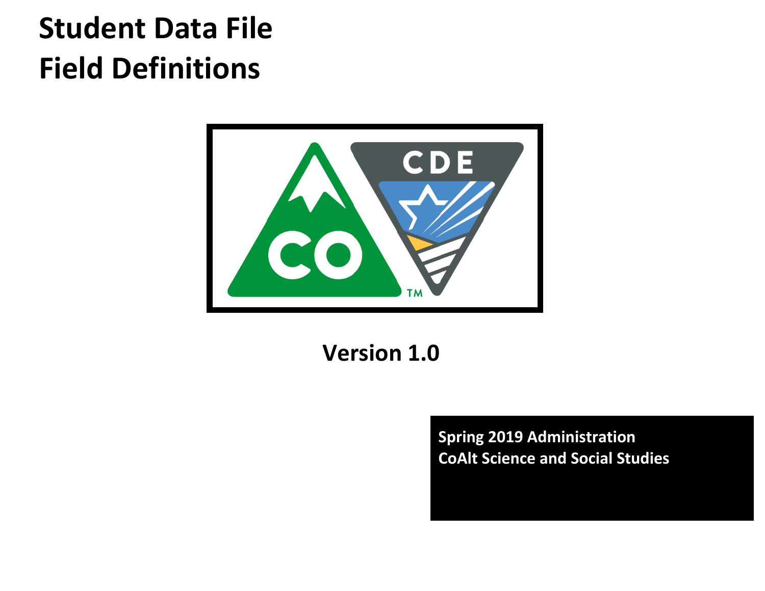# Student Data File
# Field Definitions

Version 1.0

Spring 2019 Administration
CoAlt Science and Social Studies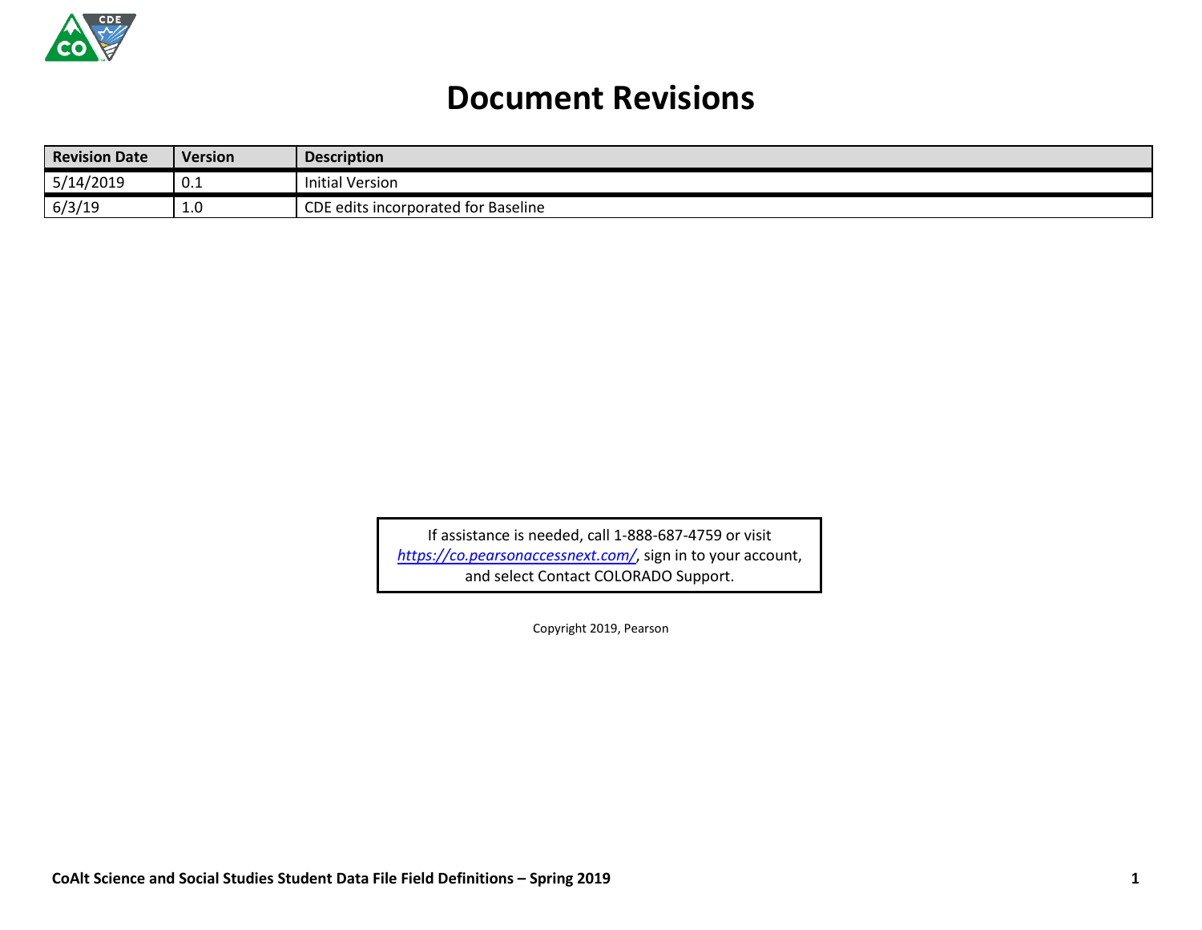# Document Revisions

| Revision Date | Version | Description |
|---|---|---|
| 5/14/2019 | 0.1 | Initial Version |
| 6/3/19 | 1.0 | CDE edits incorporated for Baseline |

If assistance is needed, call 1-888-687-4759 or visit *https://co.pearsonaccessnext.com/*, sign in to your account, and select Contact COLORADO Support.

Copyright 2019, Pearson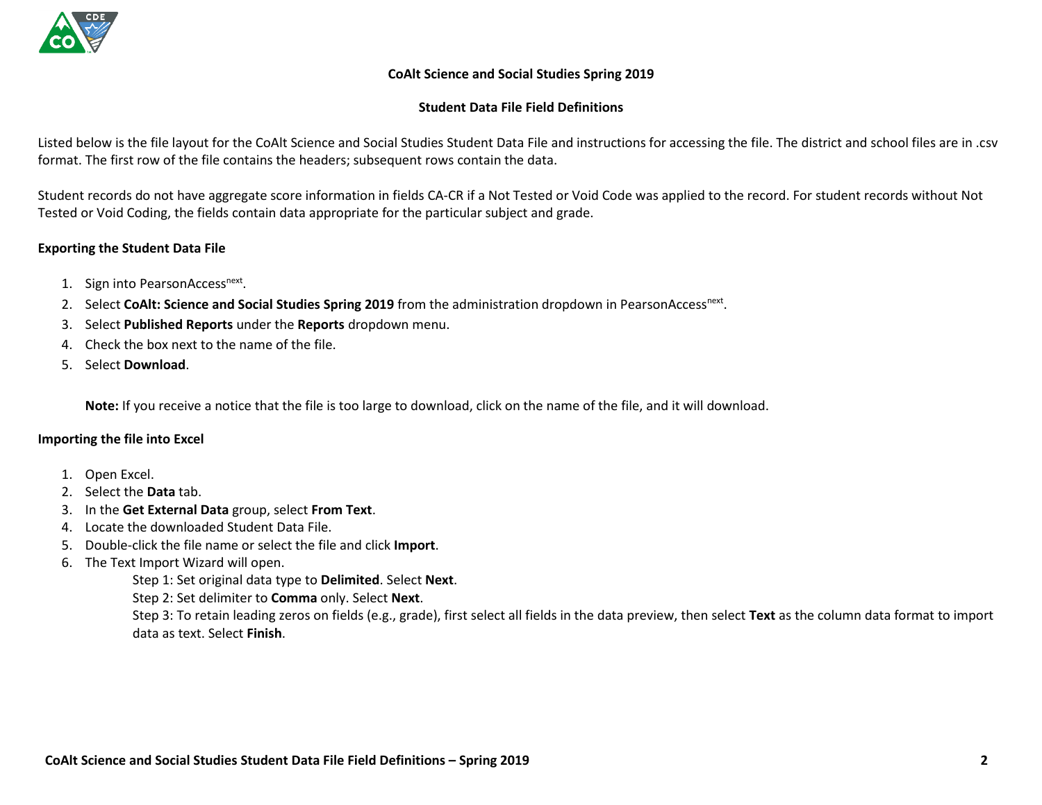# CoAlt Science and Social Studies Spring 2019

## Student Data File Field Definitions

Listed below is the file layout for the CoAlt Science and Social Studies Student Data File and instructions for accessing the file. The district and school files are in .csv format. The first row of the file contains the headers; subsequent rows contain the data.

Student records do not have aggregate score information in fields CA-CR if a Not Tested or Void Code was applied to the record. For student records without Not Tested or Void Coding, the fields contain data appropriate for the particular subject and grade.

### Exporting the Student Data File

1. Sign into PearsonAccess[next].
2. Select **CoAlt: Science and Social Studies Spring 2019** from the administration dropdown in PearsonAccess[next].
3. Select **Published Reports** under the **Reports** dropdown menu.
4. Check the box next to the name of the file.
5. Select **Download**.

   **Note:** If you receive a notice that the file is too large to download, click on the name of the file, and it will download.

### Importing the file into Excel

1. Open Excel.
2. Select the **Data** tab.
3. In the **Get External Data** group, select **From Text**.
4. Locate the downloaded Student Data File.
5. Double-click the file name or select the file and click **Import**.
6. The Text Import Wizard will open.

   Step 1: Set original data type to **Delimited**. Select **Next**.

   Step 2: Set delimiter to **Comma** only. Select **Next**.

   Step 3: To retain leading zeros on fields (e.g., grade), first select all fields in the data preview, then select **Text** as the column data format to import data as text. Select **Finish**.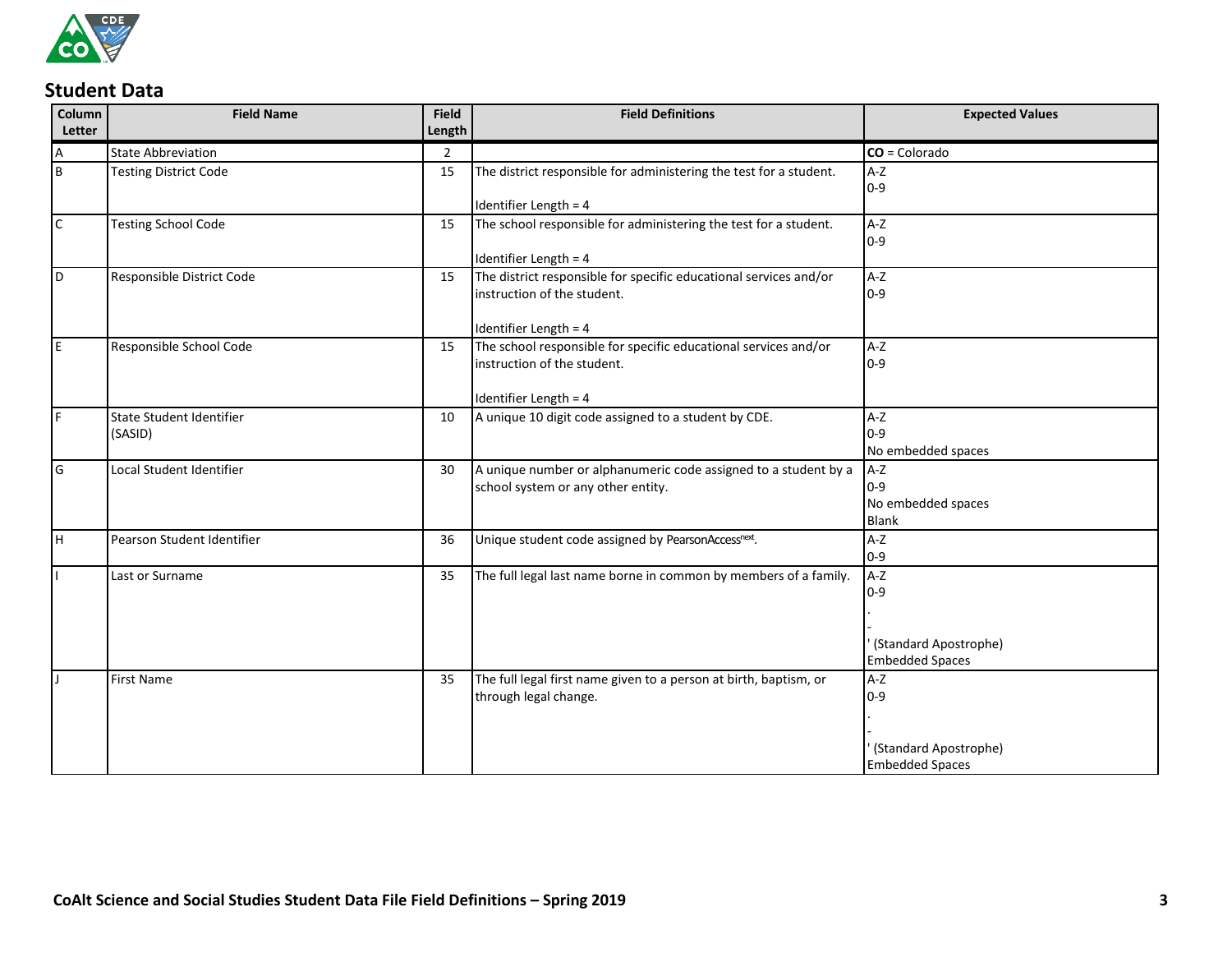## Student Data

| Column Letter | Field Name | Field Length | Field Definitions | Expected Values |
|---|---|---|---|---|
| A | State Abbreviation | 2 | | **CO** = Colorado |
| B | Testing District Code | 15 | The district responsible for administering the test for a student.<br><br>Identifier Length = 4 | A-Z<br>0-9 |
| C | Testing School Code | 15 | The school responsible for administering the test for a student.<br><br>Identifier Length = 4 | A-Z<br>0-9 |
| D | Responsible District Code | 15 | The district responsible for specific educational services and/or instruction of the student.<br><br>Identifier Length = 4 | A-Z<br>0-9 |
| E | Responsible School Code | 15 | The school responsible for specific educational services and/or instruction of the student.<br><br>Identifier Length = 4 | A-Z<br>0-9 |
| F | State Student Identifier (SASID) | 10 | A unique 10 digit code assigned to a student by CDE. | A-Z<br>0-9<br>No embedded spaces |
| G | Local Student Identifier | 30 | A unique number or alphanumeric code assigned to a student by a school system or any other entity. | A-Z<br>0-9<br>No embedded spaces<br>Blank |
| H | Pearson Student Identifier | 36 | Unique student code assigned by PearsonAccess[next]. | A-Z<br>0-9 |
| I | Last or Surname | 35 | The full legal last name borne in common by members of a family. | A-Z<br>0-9<br>.<br>-<br>' (Standard Apostrophe)<br>Embedded Spaces |
| J | First Name | 35 | The full legal first name given to a person at birth, baptism, or through legal change. | A-Z<br>0-9<br>.<br>-<br>' (Standard Apostrophe)<br>Embedded Spaces |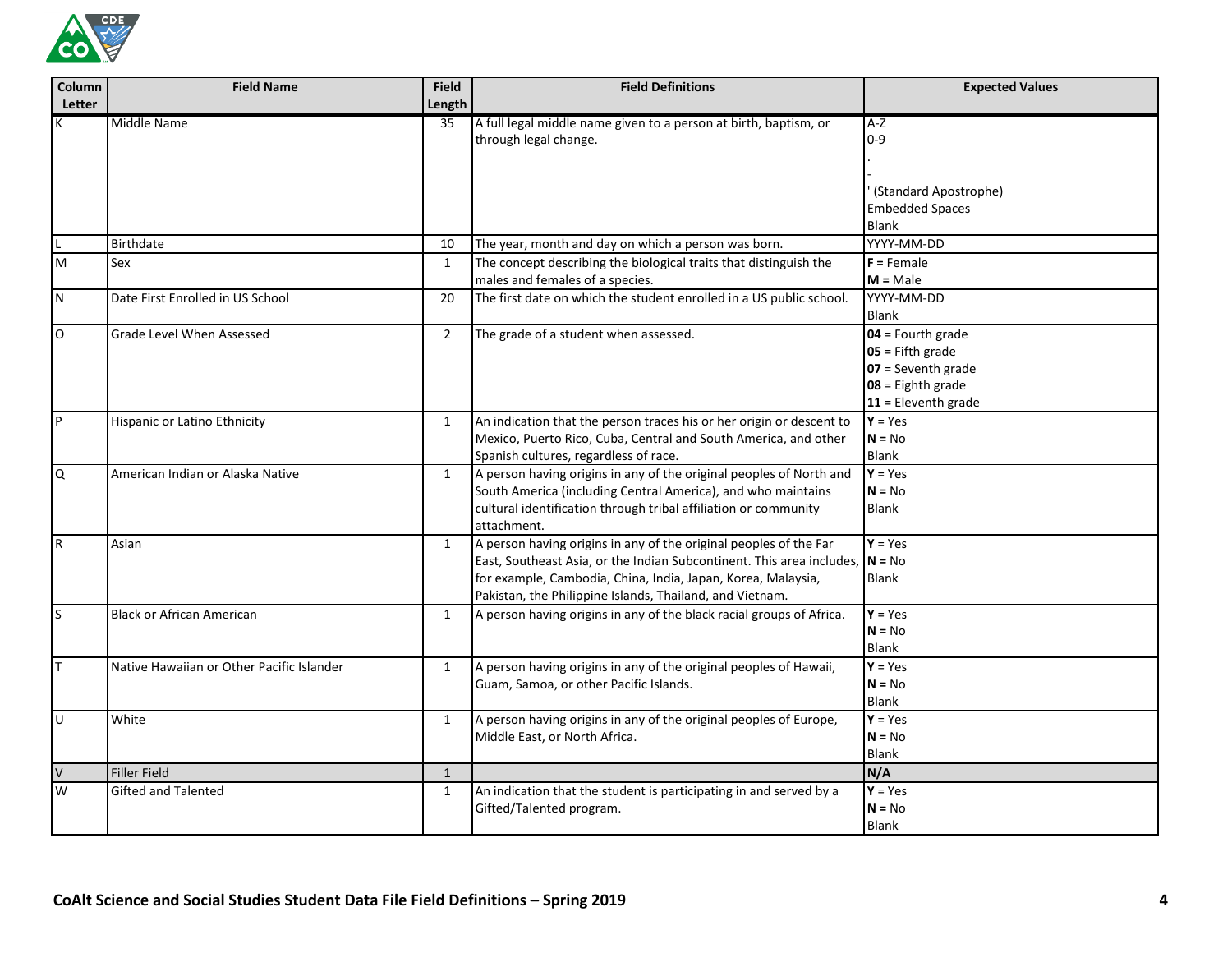| Column Letter | Field Name | Field Length | Field Definitions | Expected Values |
|---|---|---|---|---|
| K | Middle Name | 35 | A full legal middle name given to a person at birth, baptism, or through legal change. | A-Z<br>0-9<br>.<br>-<br>' (Standard Apostrophe)<br>Embedded Spaces<br>Blank |
| L | Birthdate | 10 | The year, month and day on which a person was born. | YYYY-MM-DD |
| M | Sex | 1 | The concept describing the biological traits that distinguish the males and females of a species. | **F =** Female<br>**M =** Male |
| N | Date First Enrolled in US School | 20 | The first date on which the student enrolled in a US public school. | YYYY-MM-DD<br>Blank |
| O | Grade Level When Assessed | 2 | The grade of a student when assessed. | **04** = Fourth grade<br>**05** = Fifth grade<br>**07** = Seventh grade<br>**08** = Eighth grade<br>**11** = Eleventh grade |
| P | Hispanic or Latino Ethnicity | 1 | An indication that the person traces his or her origin or descent to Mexico, Puerto Rico, Cuba, Central and South America, and other Spanish cultures, regardless of race. | **Y** = Yes<br>**N =** No<br>Blank |
| Q | American Indian or Alaska Native | 1 | A person having origins in any of the original peoples of North and South America (including Central America), and who maintains cultural identification through tribal affiliation or community attachment. | **Y** = Yes<br>**N =** No<br>Blank |
| R | Asian | 1 | A person having origins in any of the original peoples of the Far East, Southeast Asia, or the Indian Subcontinent. This area includes, for example, Cambodia, China, India, Japan, Korea, Malaysia, Pakistan, the Philippine Islands, Thailand, and Vietnam. | **Y** = Yes<br>**N =** No<br>Blank |
| S | Black or African American | 1 | A person having origins in any of the black racial groups of Africa. | **Y** = Yes<br>**N =** No<br>Blank |
| T | Native Hawaiian or Other Pacific Islander | 1 | A person having origins in any of the original peoples of Hawaii, Guam, Samoa, or other Pacific Islands. | **Y** = Yes<br>**N =** No<br>Blank |
| U | White | 1 | A person having origins in any of the original peoples of Europe, Middle East, or North Africa. | **Y** = Yes<br>**N =** No<br>Blank |
| V | Filler Field | 1 | | **N/A** |
| W | Gifted and Talented | 1 | An indication that the student is participating in and served by a Gifted/Talented program. | **Y** = Yes<br>**N =** No<br>Blank |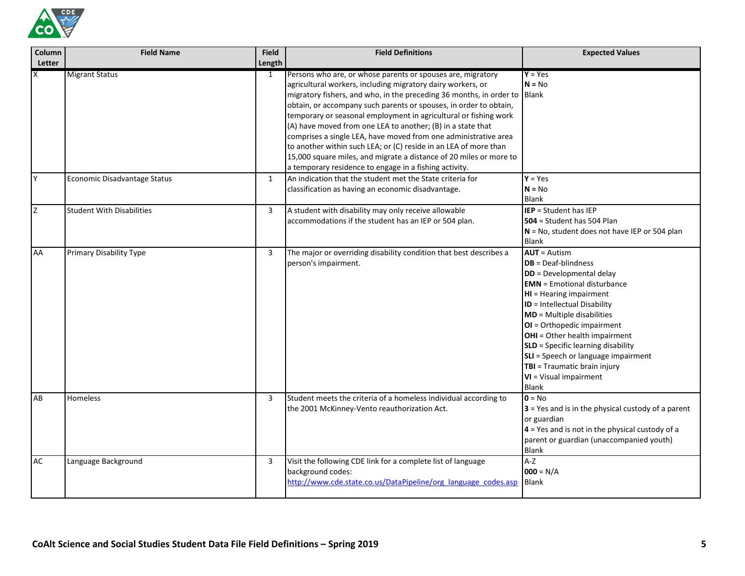| Column Letter | Field Name | Field Length | Field Definitions | Expected Values |
|---|---|---|---|---|
| X | Migrant Status | 1 | Persons who are, or whose parents or spouses are, migratory agricultural workers, including migratory dairy workers, or migratory fishers, and who, in the preceding 36 months, in order to obtain, or accompany such parents or spouses, in order to obtain, temporary or seasonal employment in agricultural or fishing work (A) have moved from one LEA to another; (B) in a state that comprises a single LEA, have moved from one administrative area to another within such LEA; or (C) reside in an LEA of more than 15,000 square miles, and migrate a distance of 20 miles or more to a temporary residence to engage in a fishing activity. | **Y** = Yes<br>**N** = No<br>Blank |
| Y | Economic Disadvantage Status | 1 | An indication that the student met the State criteria for classification as having an economic disadvantage. | **Y** = Yes<br>**N** = No<br>Blank |
| Z | Student With Disabilities | 3 | A student with disability may only receive allowable accommodations if the student has an IEP or 504 plan. | **IEP** = Student has IEP<br>**504** = Student has 504 Plan<br>**N** = No, student does not have IEP or 504 plan<br>Blank |
| AA | Primary Disability Type | 3 | The major or overriding disability condition that best describes a person's impairment. | **AUT** = Autism<br>**DB** = Deaf-blindness<br>**DD** = Developmental delay<br>**EMN** = Emotional disturbance<br>**HI** = Hearing impairment<br>**ID** = Intellectual Disability<br>**MD** = Multiple disabilities<br>**OI** = Orthopedic impairment<br>**OHI** = Other health impairment<br>**SLD** = Specific learning disability<br>**SLI** = Speech or language impairment<br>**TBI** = Traumatic brain injury<br>**VI** = Visual impairment<br>Blank |
| AB | Homeless | 3 | Student meets the criteria of a homeless individual according to the 2001 McKinney-Vento reauthorization Act. | **0** = No<br>**3** = Yes and is in the physical custody of a parent or guardian<br>**4** = Yes and is not in the physical custody of a parent or guardian (unaccompanied youth)<br>Blank |
| AC | Language Background | 3 | Visit the following CDE link for a complete list of language background codes:<br>http://www.cde.state.co.us/DataPipeline/org_language_codes.asp | A-Z<br>**000** = N/A<br>Blank |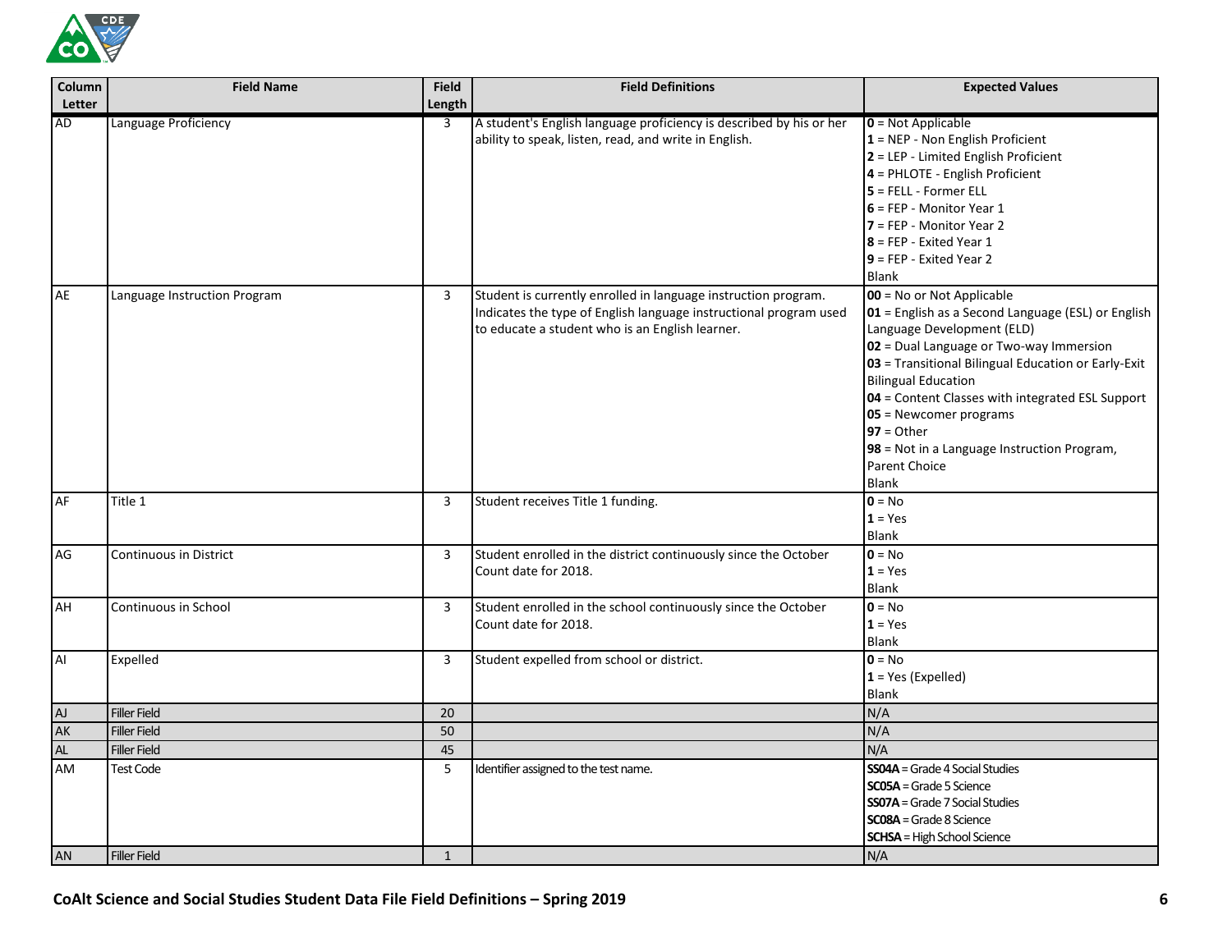| Column Letter | Field Name | Field Length | Field Definitions | Expected Values |
|---|---|---|---|---|
| AD | Language Proficiency | 3 | A student's English language proficiency is described by his or her ability to speak, listen, read, and write in English. | **0** = Not Applicable<br>**1** = NEP - Non English Proficient<br>**2** = LEP - Limited English Proficient<br>**4** = PHLOTE - English Proficient<br>**5** = FELL - Former ELL<br>**6** = FEP - Monitor Year 1<br>**7** = FEP - Monitor Year 2<br>**8** = FEP - Exited Year 1<br>**9** = FEP - Exited Year 2<br>Blank |
| AE | Language Instruction Program | 3 | Student is currently enrolled in language instruction program. Indicates the type of English language instructional program used to educate a student who is an English learner. | **00** = No or Not Applicable<br>**01** = English as a Second Language (ESL) or English Language Development (ELD)<br>**02** = Dual Language or Two-way Immersion<br>**03** = Transitional Bilingual Education or Early-Exit Bilingual Education<br>**04** = Content Classes with integrated ESL Support<br>**05** = Newcomer programs<br>**97** = Other<br>**98** = Not in a Language Instruction Program, Parent Choice<br>Blank |
| AF | Title 1 | 3 | Student receives Title 1 funding. | **0** = No<br>**1** = Yes<br>Blank |
| AG | Continuous in District | 3 | Student enrolled in the district continuously since the October Count date for 2018. | **0** = No<br>**1** = Yes<br>Blank |
| AH | Continuous in School | 3 | Student enrolled in the school continuously since the October Count date for 2018. | **0** = No<br>**1** = Yes<br>Blank |
| AI | Expelled | 3 | Student expelled from school or district. | **0** = No<br>**1** = Yes (Expelled)<br>Blank |
| AJ | Filler Field | 20 | | N/A |
| AK | Filler Field | 50 | | N/A |
| AL | Filler Field | 45 | | N/A |
| AM | Test Code | 5 | Identifier assigned to the test name. | **SS04A** = Grade 4 Social Studies<br>**SC05A** = Grade 5 Science<br>**SS07A** = Grade 7 Social Studies<br>**SC08A** = Grade 8 Science<br>**SCHSA** = High School Science |
| AN | Filler Field | 1 | | N/A |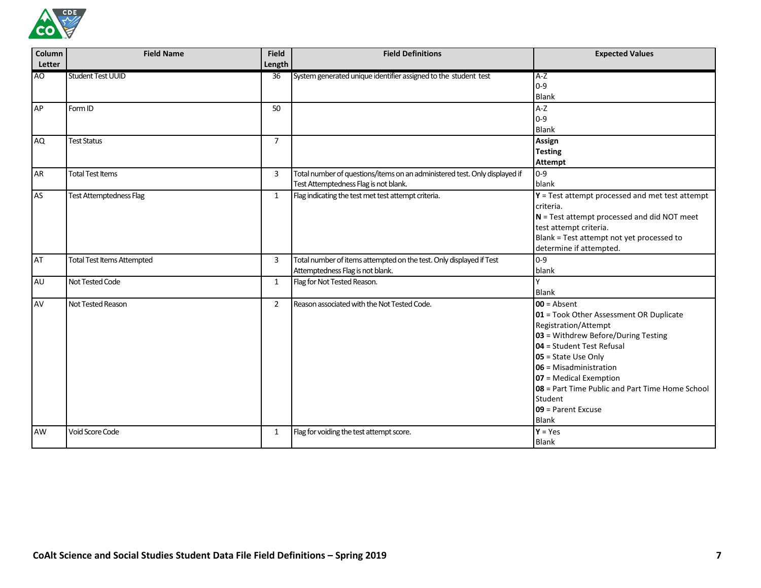| Column Letter | Field Name | Field Length | Field Definitions | Expected Values |
|---|---|---|---|---|
| AO | Student Test UUID | 36 | System generated unique identifier assigned to the student test | A-Z<br>0-9<br>Blank |
| AP | Form ID | 50 | | A-Z<br>0-9<br>Blank |
| AQ | Test Status | 7 | | **Assign**<br>**Testing**<br>**Attempt** |
| AR | Total Test Items | 3 | Total number of questions/items on an administered test. Only displayed if Test Attemptedness Flag is not blank. | 0-9<br>blank |
| AS | Test Attemptedness Flag | 1 | Flag indicating the test met test attempt criteria. | **Y** = Test attempt processed and met test attempt criteria.<br>**N** = Test attempt processed and did NOT meet test attempt criteria.<br>Blank = Test attempt not yet processed to determine if attempted. |
| AT | Total Test Items Attempted | 3 | Total number of items attempted on the test. Only displayed if Test Attemptedness Flag is not blank. | 0-9<br>blank |
| AU | Not Tested Code | 1 | Flag for Not Tested Reason. | Y<br>Blank |
| AV | Not Tested Reason | 2 | Reason associated with the Not Tested Code. | **00** = Absent<br>**01** = Took Other Assessment OR Duplicate Registration/Attempt<br>**03** = Withdrew Before/During Testing<br>**04** = Student Test Refusal<br>**05** = State Use Only<br>**06** = Misadministration<br>**07** = Medical Exemption<br>**08** = Part Time Public and Part Time Home School Student<br>**09** = Parent Excuse<br>Blank |
| AW | Void Score Code | 1 | Flag for voiding the test attempt score. | **Y** = Yes<br>Blank |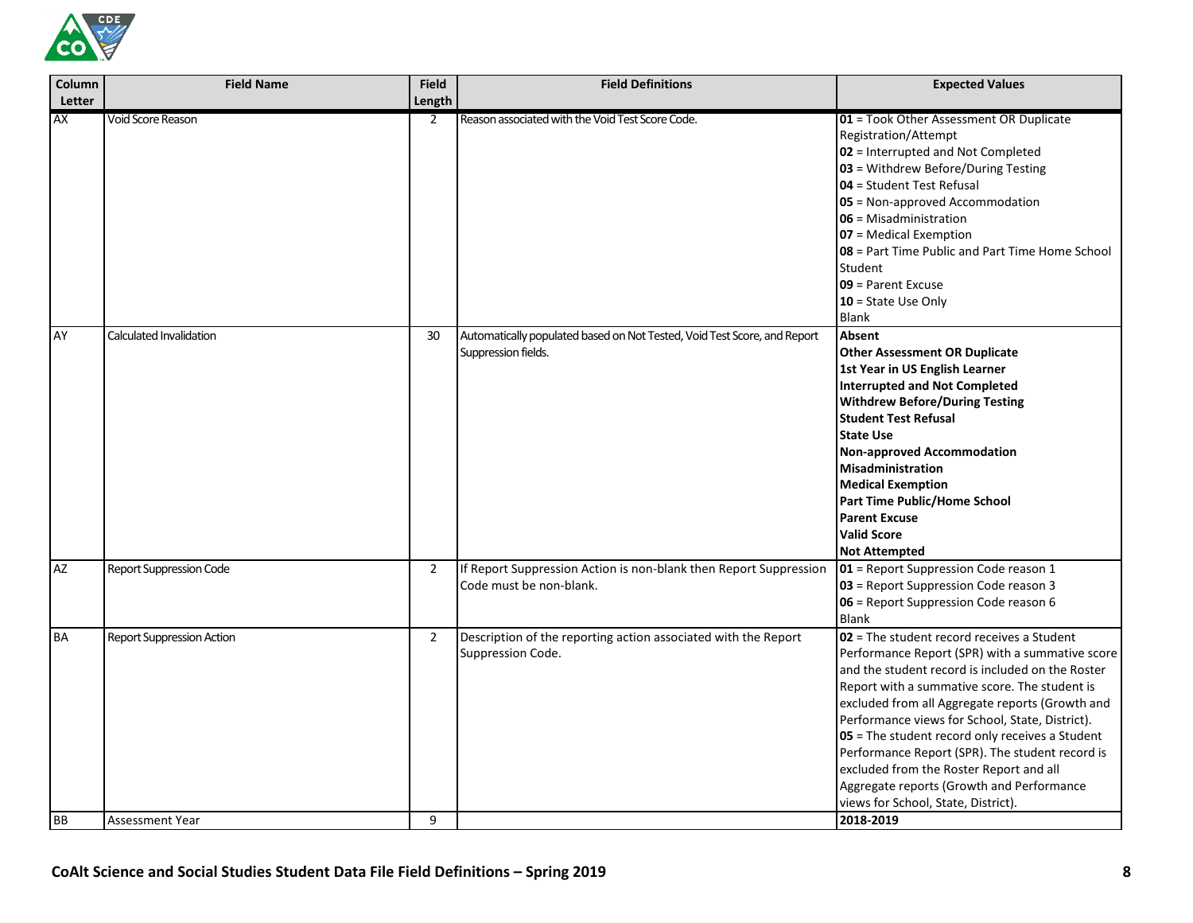| Column Letter | Field Name | Field Length | Field Definitions | Expected Values |
|---|---|---|---|---|
| AX | Void Score Reason | 2 | Reason associated with the Void Test Score Code. | **01** = Took Other Assessment OR Duplicate Registration/Attempt<br>**02** = Interrupted and Not Completed<br>**03** = Withdrew Before/During Testing<br>**04** = Student Test Refusal<br>**05** = Non-approved Accommodation<br>**06** = Misadministration<br>**07** = Medical Exemption<br>**08** = Part Time Public and Part Time Home School Student<br>**09** = Parent Excuse<br>**10** = State Use Only<br>Blank |
| AY | Calculated Invalidation | 30 | Automatically populated based on Not Tested, Void Test Score, and Report Suppression fields. | **Absent**<br>**Other Assessment OR Duplicate**<br>**1st Year in US English Learner**<br>**Interrupted and Not Completed**<br>**Withdrew Before/During Testing**<br>**Student Test Refusal**<br>**State Use**<br>**Non-approved Accommodation**<br>**Misadministration**<br>**Medical Exemption**<br>**Part Time Public/Home School**<br>**Parent Excuse**<br>**Valid Score**<br>**Not Attempted** |
| AZ | Report Suppression Code | 2 | If Report Suppression Action is non-blank then Report Suppression Code must be non-blank. | **01** = Report Suppression Code reason 1<br>**03** = Report Suppression Code reason 3<br>**06** = Report Suppression Code reason 6<br>Blank |
| BA | Report Suppression Action | 2 | Description of the reporting action associated with the Report Suppression Code. | **02** = The student record receives a Student Performance Report (SPR) with a summative score and the student record is included on the Roster Report with a summative score. The student is excluded from all Aggregate reports (Growth and Performance views for School, State, District).<br>**05** = The student record only receives a Student Performance Report (SPR). The student record is excluded from the Roster Report and all Aggregate reports (Growth and Performance views for School, State, District). |
| BB | Assessment Year | 9 | | **2018-2019** |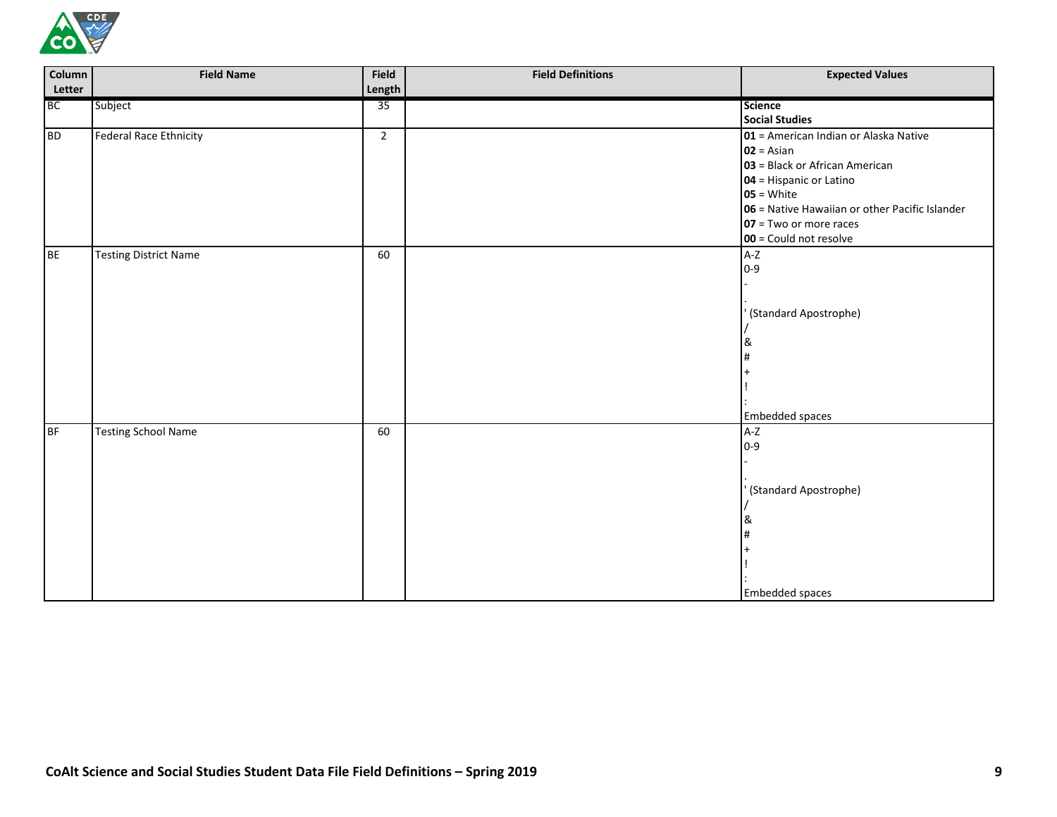| Column Letter | Field Name | Field Length | Field Definitions | Expected Values |
|---|---|---|---|---|
| BC | Subject | 35 | | **Science**<br>**Social Studies** |
| BD | Federal Race Ethnicity | 2 | | **01** = American Indian or Alaska Native<br>**02** = Asian<br>**03** = Black or African American<br>**04** = Hispanic or Latino<br>**05** = White<br>**06** = Native Hawaiian or other Pacific Islander<br>**07** = Two or more races<br>**00** = Could not resolve |
| BE | Testing District Name | 60 | | A-Z<br>0-9<br>-<br>.<br>' (Standard Apostrophe)<br>/<br>&<br>#<br>+<br>!<br>:<br>Embedded spaces |
| BF | Testing School Name | 60 | | A-Z<br>0-9<br>-<br>.<br>' (Standard Apostrophe)<br>/<br>&<br>#<br>+<br>!<br>:<br>Embedded spaces |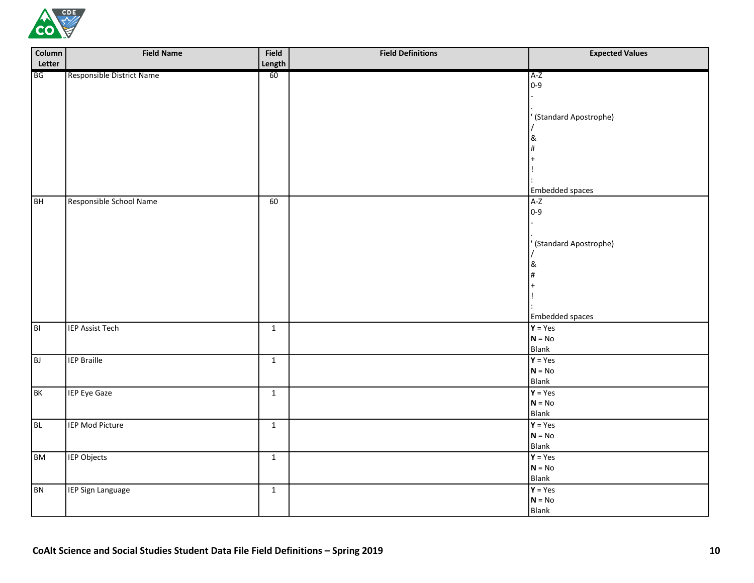| Column Letter | Field Name | Field Length | Field Definitions | Expected Values |
|---|---|---|---|---|
| BG | Responsible District Name | 60 | | A-Z<br>0-9<br>-<br>.<br>' (Standard Apostrophe)<br>/<br>&<br>#<br>+<br>!<br>:<br>Embedded spaces |
| BH | Responsible School Name | 60 | | A-Z<br>0-9<br>-<br>.<br>' (Standard Apostrophe)<br>/<br>&<br>#<br>+<br>!<br>:<br>Embedded spaces |
| BI | IEP Assist Tech | 1 | | **Y** = Yes<br>**N** = No<br>Blank |
| BJ | IEP Braille | 1 | | **Y** = Yes<br>**N** = No<br>Blank |
| BK | IEP Eye Gaze | 1 | | **Y** = Yes<br>**N** = No<br>Blank |
| BL | IEP Mod Picture | 1 | | **Y** = Yes<br>**N** = No<br>Blank |
| BM | IEP Objects | 1 | | **Y** = Yes<br>**N** = No<br>Blank |
| BN | IEP Sign Language | 1 | | **Y** = Yes<br>**N** = No<br>Blank |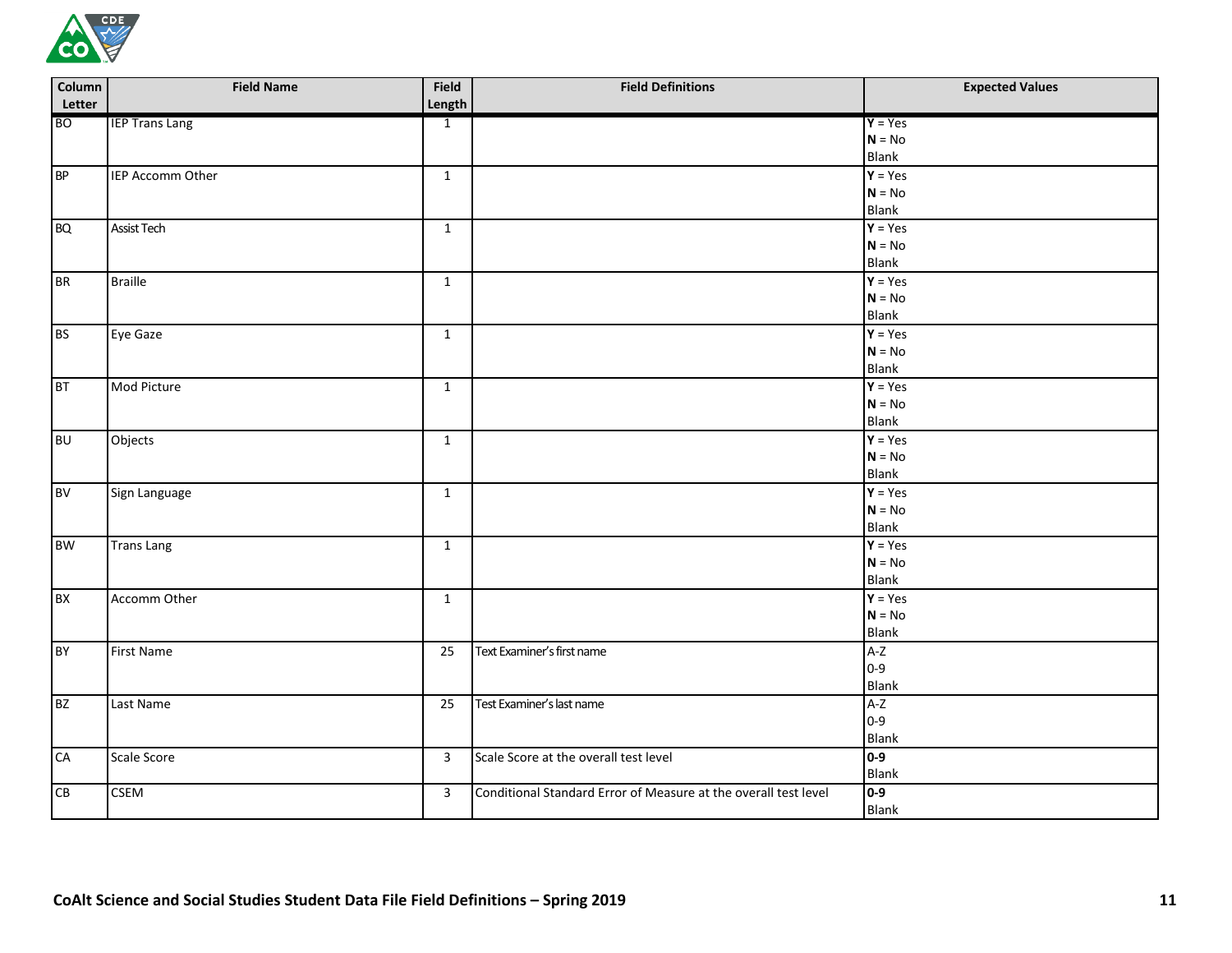| Column Letter | Field Name | Field Length | Field Definitions | Expected Values |
|---|---|---|---|---|
| BO | IEP Trans Lang | 1 | | **Y** = Yes<br>**N** = No<br>Blank |
| BP | IEP Accomm Other | 1 | | **Y** = Yes<br>**N** = No<br>Blank |
| BQ | Assist Tech | 1 | | **Y** = Yes<br>**N** = No<br>Blank |
| BR | Braille | 1 | | **Y** = Yes<br>**N** = No<br>Blank |
| BS | Eye Gaze | 1 | | **Y** = Yes<br>**N** = No<br>Blank |
| BT | Mod Picture | 1 | | **Y** = Yes<br>**N** = No<br>Blank |
| BU | Objects | 1 | | **Y** = Yes<br>**N** = No<br>Blank |
| BV | Sign Language | 1 | | **Y** = Yes<br>**N** = No<br>Blank |
| BW | Trans Lang | 1 | | **Y** = Yes<br>**N** = No<br>Blank |
| BX | Accomm Other | 1 | | **Y** = Yes<br>**N** = No<br>Blank |
| BY | First Name | 25 | Text Examiner's first name | A-Z<br>0-9<br>Blank |
| BZ | Last Name | 25 | Test Examiner's last name | A-Z<br>0-9<br>Blank |
| CA | Scale Score | 3 | Scale Score at the overall test level | **0-9**<br>Blank |
| CB | CSEM | 3 | Conditional Standard Error of Measure at the overall test level | **0-9**<br>Blank |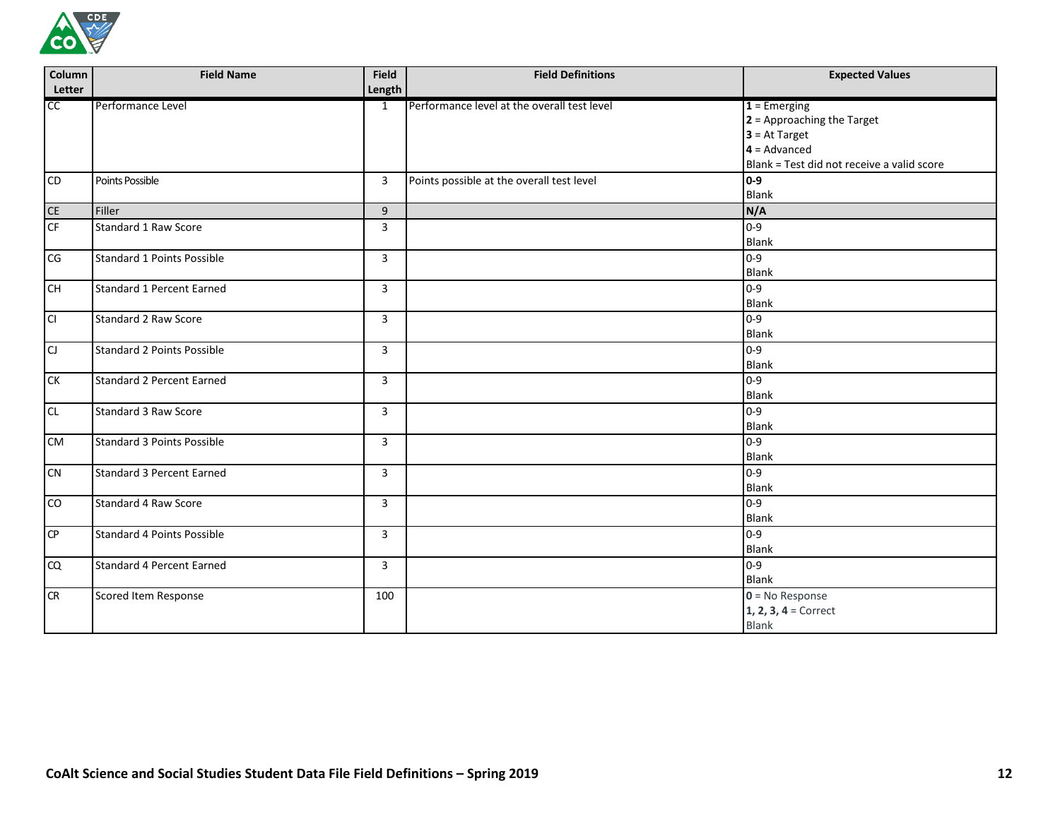| Column Letter | Field Name | Field Length | Field Definitions | Expected Values |
|---|---|---|---|---|
| CC | Performance Level | 1 | Performance level at the overall test level | **1** = Emerging<br>**2** = Approaching the Target<br>**3** = At Target<br>**4** = Advanced<br>Blank = Test did not receive a valid score |
| CD | Points Possible | 3 | Points possible at the overall test level | **0-9**<br>Blank |
| CE | Filler | 9 | | **N/A** |
| CF | Standard 1 Raw Score | 3 | | 0-9<br>Blank |
| CG | Standard 1 Points Possible | 3 | | 0-9<br>Blank |
| CH | Standard 1 Percent Earned | 3 | | 0-9<br>Blank |
| CI | Standard 2 Raw Score | 3 | | 0-9<br>Blank |
| CJ | Standard 2 Points Possible | 3 | | 0-9<br>Blank |
| CK | Standard 2 Percent Earned | 3 | | 0-9<br>Blank |
| CL | Standard 3 Raw Score | 3 | | 0-9<br>Blank |
| CM | Standard 3 Points Possible | 3 | | 0-9<br>Blank |
| CN | Standard 3 Percent Earned | 3 | | 0-9<br>Blank |
| CO | Standard 4 Raw Score | 3 | | 0-9<br>Blank |
| CP | Standard 4 Points Possible | 3 | | 0-9<br>Blank |
| CQ | Standard 4 Percent Earned | 3 | | 0-9<br>Blank |
| CR | Scored Item Response | 100 | | **0** = No Response<br>**1, 2, 3, 4** = Correct<br>Blank |